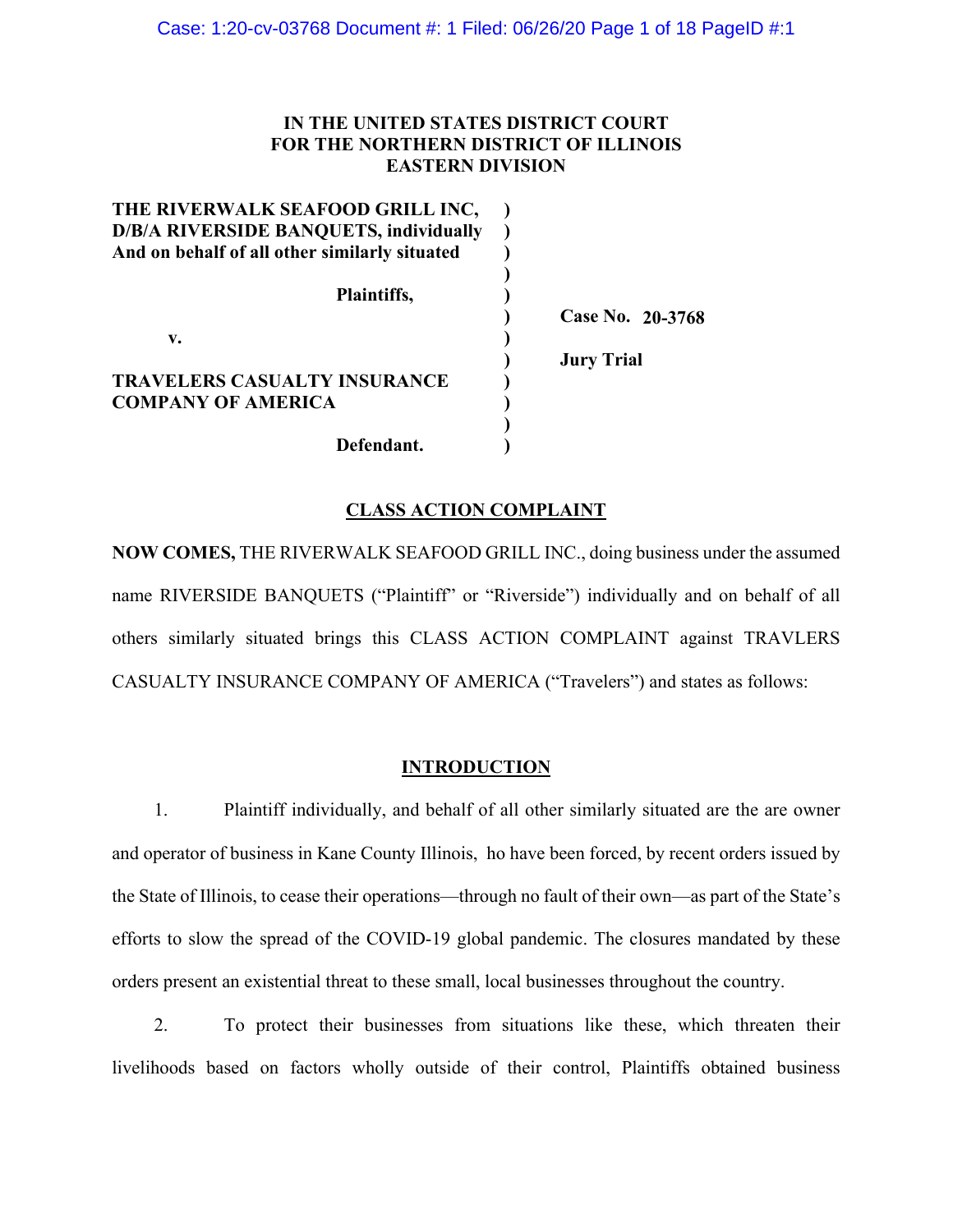# IN THE UNITED STATES DISTRICT COURT
# FOR THE NORTHERN DISTRICT OF ILLINOIS
# EASTERN DIVISION

| | | |
|---|---|---|
| **THE RIVERWALK SEAFOOD GRILL INC, D/B/A RIVERSIDE BANQUETS, individually And on behalf of all other similarly situated** | ) | |
| **Plaintiffs,** | ) | **Case No. 20-3768** |
| **v.** | ) | **Jury Trial** |
| **TRAVELERS CASUALTY INSURANCE COMPANY OF AMERICA** | ) | |
| **Defendant.** | ) | |

## CLASS ACTION COMPLAINT

**NOW COMES,** THE RIVERWALK SEAFOOD GRILL INC., doing business under the assumed name RIVERSIDE BANQUETS ("Plaintiff" or "Riverside") individually and on behalf of all others similarly situated brings this CLASS ACTION COMPLAINT against TRAVLERS CASUALTY INSURANCE COMPANY OF AMERICA ("Travelers") and states as follows:

## INTRODUCTION

1. Plaintiff individually, and behalf of all other similarly situated are the are owner and operator of business in Kane County Illinois, ho have been forced, by recent orders issued by the State of Illinois, to cease their operations—through no fault of their own—as part of the State's efforts to slow the spread of the COVID-19 global pandemic. The closures mandated by these orders present an existential threat to these small, local businesses throughout the country.

2. To protect their businesses from situations like these, which threaten their livelihoods based on factors wholly outside of their control, Plaintiffs obtained business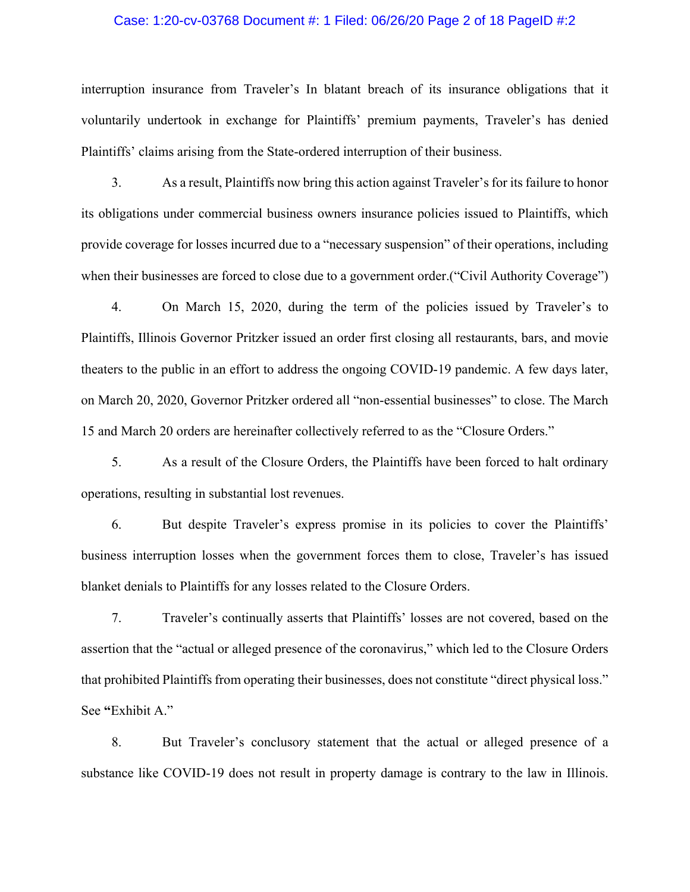interruption insurance from Traveler's In blatant breach of its insurance obligations that it voluntarily undertook in exchange for Plaintiffs' premium payments, Traveler's has denied Plaintiffs' claims arising from the State-ordered interruption of their business.

3. As a result, Plaintiffs now bring this action against Traveler's for its failure to honor its obligations under commercial business owners insurance policies issued to Plaintiffs, which provide coverage for losses incurred due to a "necessary suspension" of their operations, including when their businesses are forced to close due to a government order.("Civil Authority Coverage")

4. On March 15, 2020, during the term of the policies issued by Traveler's to Plaintiffs, Illinois Governor Pritzker issued an order first closing all restaurants, bars, and movie theaters to the public in an effort to address the ongoing COVID-19 pandemic. A few days later, on March 20, 2020, Governor Pritzker ordered all "non-essential businesses" to close. The March 15 and March 20 orders are hereinafter collectively referred to as the "Closure Orders."

5. As a result of the Closure Orders, the Plaintiffs have been forced to halt ordinary operations, resulting in substantial lost revenues.

6. But despite Traveler's express promise in its policies to cover the Plaintiffs' business interruption losses when the government forces them to close, Traveler's has issued blanket denials to Plaintiffs for any losses related to the Closure Orders.

7. Traveler's continually asserts that Plaintiffs' losses are not covered, based on the assertion that the "actual or alleged presence of the coronavirus," which led to the Closure Orders that prohibited Plaintiffs from operating their businesses, does not constitute "direct physical loss." See **"**Exhibit A."

8. But Traveler's conclusory statement that the actual or alleged presence of a substance like COVID-19 does not result in property damage is contrary to the law in Illinois.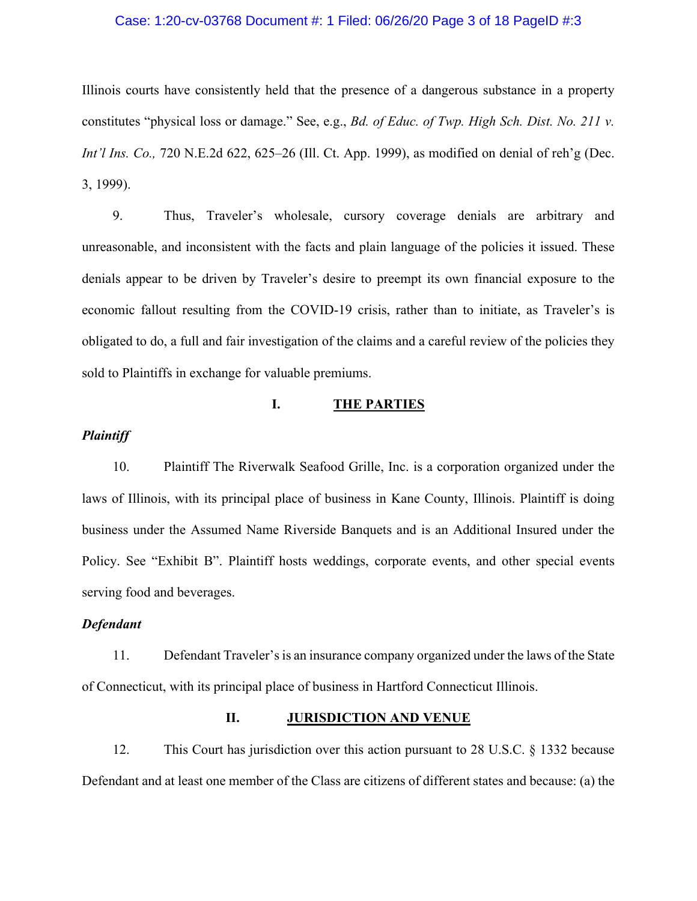Illinois courts have consistently held that the presence of a dangerous substance in a property constitutes "physical loss or damage." See, e.g., *Bd. of Educ. of Twp. High Sch. Dist. No. 211 v. Int'l Ins. Co.,* 720 N.E.2d 622, 625–26 (Ill. Ct. App. 1999), as modified on denial of reh'g (Dec. 3, 1999).

9. Thus, Traveler's wholesale, cursory coverage denials are arbitrary and unreasonable, and inconsistent with the facts and plain language of the policies it issued. These denials appear to be driven by Traveler's desire to preempt its own financial exposure to the economic fallout resulting from the COVID-19 crisis, rather than to initiate, as Traveler's is obligated to do, a full and fair investigation of the claims and a careful review of the policies they sold to Plaintiffs in exchange for valuable premiums.

## I. THE PARTIES

***Plaintiff***

10. Plaintiff The Riverwalk Seafood Grille, Inc. is a corporation organized under the laws of Illinois, with its principal place of business in Kane County, Illinois. Plaintiff is doing business under the Assumed Name Riverside Banquets and is an Additional Insured under the Policy. See "Exhibit B". Plaintiff hosts weddings, corporate events, and other special events serving food and beverages.

***Defendant***

11. Defendant Traveler's is an insurance company organized under the laws of the State of Connecticut, with its principal place of business in Hartford Connecticut Illinois.

## II. JURISDICTION AND VENUE

12. This Court has jurisdiction over this action pursuant to 28 U.S.C. § 1332 because Defendant and at least one member of the Class are citizens of different states and because: (a) the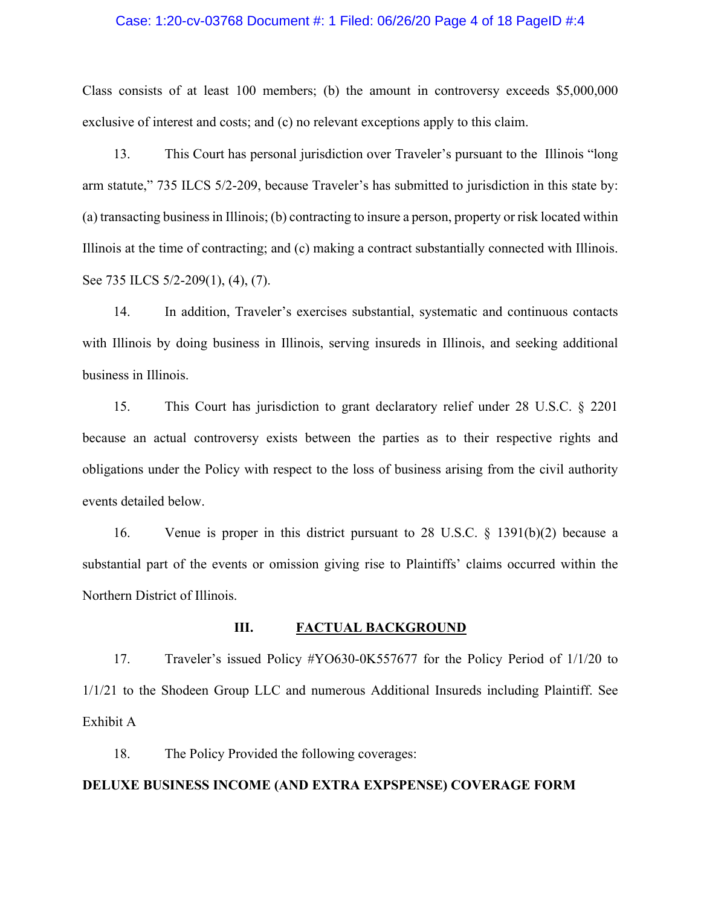Class consists of at least 100 members; (b) the amount in controversy exceeds $5,000,000 exclusive of interest and costs; and (c) no relevant exceptions apply to this claim.

13. This Court has personal jurisdiction over Traveler's pursuant to the Illinois "long arm statute," 735 ILCS 5/2-209, because Traveler's has submitted to jurisdiction in this state by: (a) transacting business in Illinois; (b) contracting to insure a person, property or risk located within Illinois at the time of contracting; and (c) making a contract substantially connected with Illinois. See 735 ILCS 5/2-209(1), (4), (7).

14. In addition, Traveler's exercises substantial, systematic and continuous contacts with Illinois by doing business in Illinois, serving insureds in Illinois, and seeking additional business in Illinois.

15. This Court has jurisdiction to grant declaratory relief under 28 U.S.C. § 2201 because an actual controversy exists between the parties as to their respective rights and obligations under the Policy with respect to the loss of business arising from the civil authority events detailed below.

16. Venue is proper in this district pursuant to 28 U.S.C. § 1391(b)(2) because a substantial part of the events or omission giving rise to Plaintiffs' claims occurred within the Northern District of Illinois.

## III. FACTUAL BACKGROUND

17. Traveler's issued Policy #YO630-0K557677 for the Policy Period of 1/1/20 to 1/1/21 to the Shodeen Group LLC and numerous Additional Insureds including Plaintiff. See Exhibit A

18. The Policy Provided the following coverages:

**DELUXE BUSINESS INCOME (AND EXTRA EXPSPENSE) COVERAGE FORM**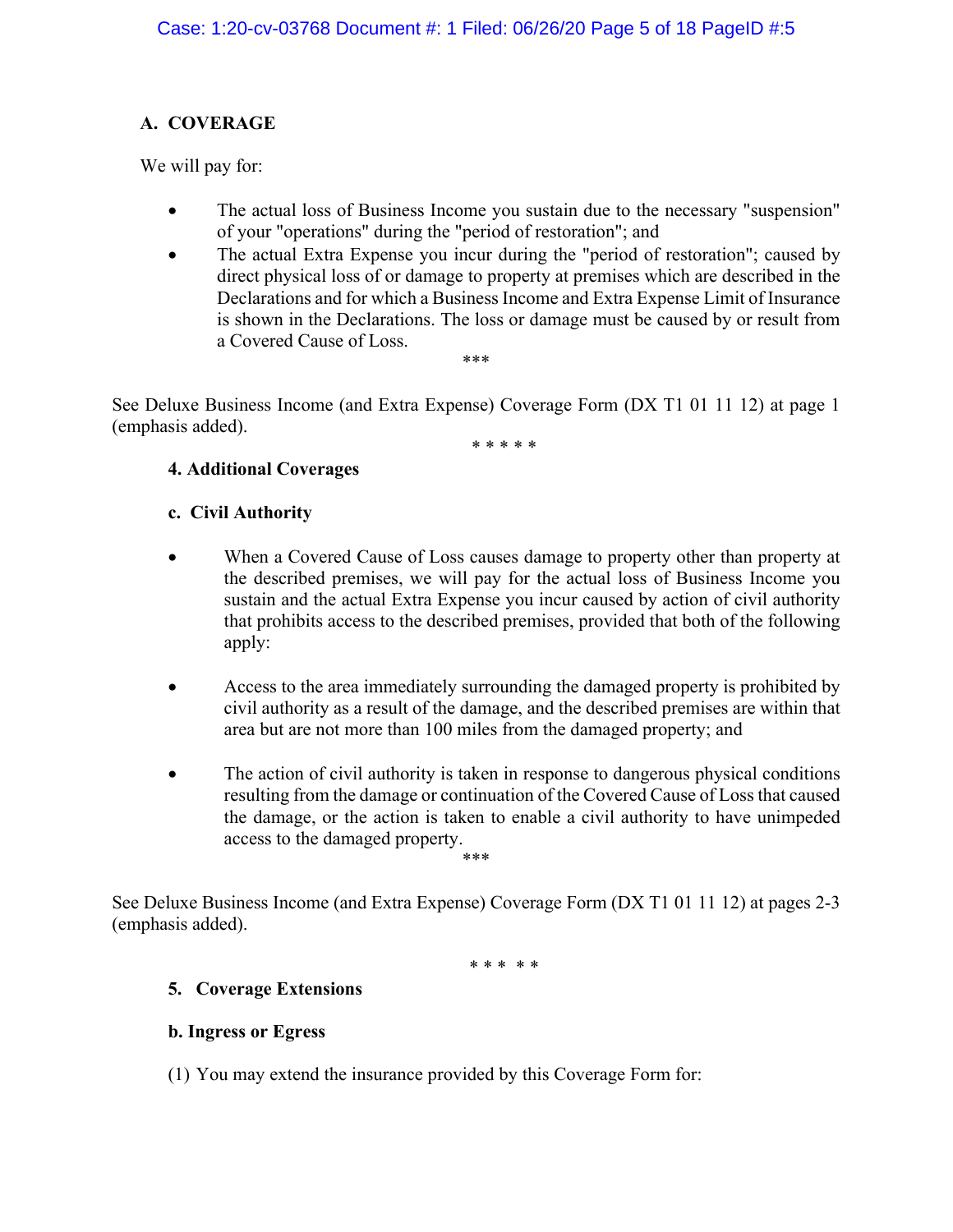**A. COVERAGE**

We will pay for:

- The actual loss of Business Income you sustain due to the necessary "suspension" of your "operations" during the "period of restoration"; and
- The actual Extra Expense you incur during the "period of restoration"; caused by direct physical loss of or damage to property at premises which are described in the Declarations and for which a Business Income and Extra Expense Limit of Insurance is shown in the Declarations. The loss or damage must be caused by or result from a Covered Cause of Loss.

***

See Deluxe Business Income (and Extra Expense) Coverage Form (DX T1 01 11 12) at page 1 (emphasis added).

* * * * *

**4. Additional Coverages**

**c. Civil Authority**

- When a Covered Cause of Loss causes damage to property other than property at the described premises, we will pay for the actual loss of Business Income you sustain and the actual Extra Expense you incur caused by action of civil authority that prohibits access to the described premises, provided that both of the following apply:
- Access to the area immediately surrounding the damaged property is prohibited by civil authority as a result of the damage, and the described premises are within that area but are not more than 100 miles from the damaged property; and
- The action of civil authority is taken in response to dangerous physical conditions resulting from the damage or continuation of the Covered Cause of Loss that caused the damage, or the action is taken to enable a civil authority to have unimpeded access to the damaged property.

***

See Deluxe Business Income (and Extra Expense) Coverage Form (DX T1 01 11 12) at pages 2-3 (emphasis added).

* * * * *

**5. Coverage Extensions**

**b. Ingress or Egress**

(1) You may extend the insurance provided by this Coverage Form for: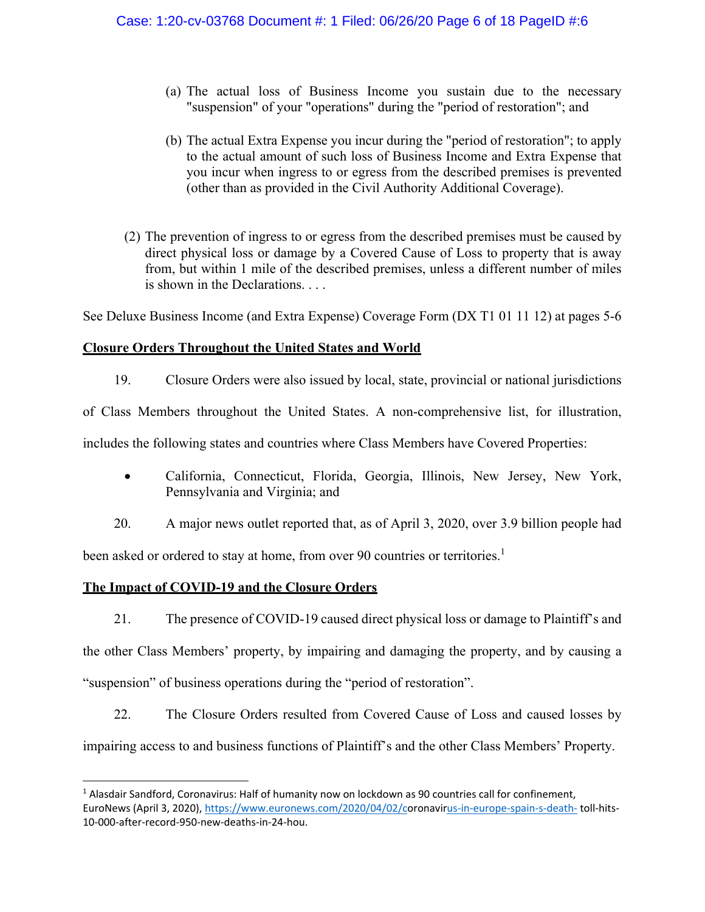(a) The actual loss of Business Income you sustain due to the necessary "suspension" of your "operations" during the "period of restoration"; and

(b) The actual Extra Expense you incur during the "period of restoration"; to apply to the actual amount of such loss of Business Income and Extra Expense that you incur when ingress to or egress from the described premises is prevented (other than as provided in the Civil Authority Additional Coverage).

(2) The prevention of ingress to or egress from the described premises must be caused by direct physical loss or damage by a Covered Cause of Loss to property that is away from, but within 1 mile of the described premises, unless a different number of miles is shown in the Declarations. . . .

See Deluxe Business Income (and Extra Expense) Coverage Form (DX T1 01 11 12) at pages 5-6

**Closure Orders Throughout the United States and World**

19. Closure Orders were also issued by local, state, provincial or national jurisdictions of Class Members throughout the United States. A non-comprehensive list, for illustration, includes the following states and countries where Class Members have Covered Properties:

- California, Connecticut, Florida, Georgia, Illinois, New Jersey, New York, Pennsylvania and Virginia; and

20. A major news outlet reported that, as of April 3, 2020, over 3.9 billion people had been asked or ordered to stay at home, from over 90 countries or territories.[1]

**The Impact of COVID-19 and the Closure Orders**

21. The presence of COVID-19 caused direct physical loss or damage to Plaintiff's and the other Class Members' property, by impairing and damaging the property, and by causing a "suspension" of business operations during the "period of restoration".

22. The Closure Orders resulted from Covered Cause of Loss and caused losses by impairing access to and business functions of Plaintiff's and the other Class Members' Property.

[1] Alasdair Sandford, Coronavirus: Half of humanity now on lockdown as 90 countries call for confinement, EuroNews (April 3, 2020), https://www.euronews.com/2020/04/02/coronavirus-in-europe-spain-s-death- toll-hits-10-000-after-record-950-new-deaths-in-24-hou.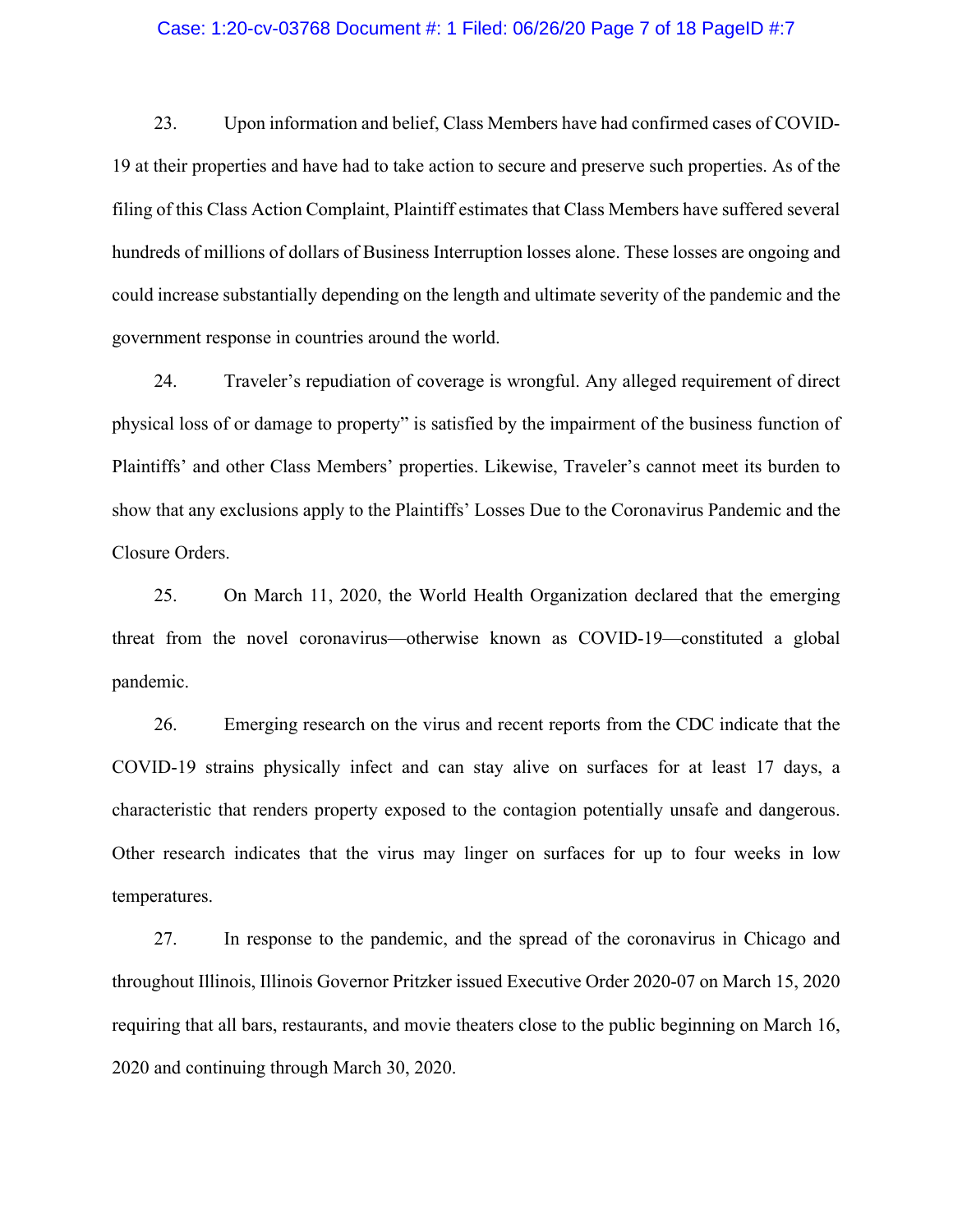23. Upon information and belief, Class Members have had confirmed cases of COVID-19 at their properties and have had to take action to secure and preserve such properties. As of the filing of this Class Action Complaint, Plaintiff estimates that Class Members have suffered several hundreds of millions of dollars of Business Interruption losses alone. These losses are ongoing and could increase substantially depending on the length and ultimate severity of the pandemic and the government response in countries around the world.

24. Traveler's repudiation of coverage is wrongful. Any alleged requirement of direct physical loss of or damage to property" is satisfied by the impairment of the business function of Plaintiffs' and other Class Members' properties. Likewise, Traveler's cannot meet its burden to show that any exclusions apply to the Plaintiffs' Losses Due to the Coronavirus Pandemic and the Closure Orders.

25. On March 11, 2020, the World Health Organization declared that the emerging threat from the novel coronavirus—otherwise known as COVID-19—constituted a global pandemic.

26. Emerging research on the virus and recent reports from the CDC indicate that the COVID-19 strains physically infect and can stay alive on surfaces for at least 17 days, a characteristic that renders property exposed to the contagion potentially unsafe and dangerous. Other research indicates that the virus may linger on surfaces for up to four weeks in low temperatures.

27. In response to the pandemic, and the spread of the coronavirus in Chicago and throughout Illinois, Illinois Governor Pritzker issued Executive Order 2020-07 on March 15, 2020 requiring that all bars, restaurants, and movie theaters close to the public beginning on March 16, 2020 and continuing through March 30, 2020.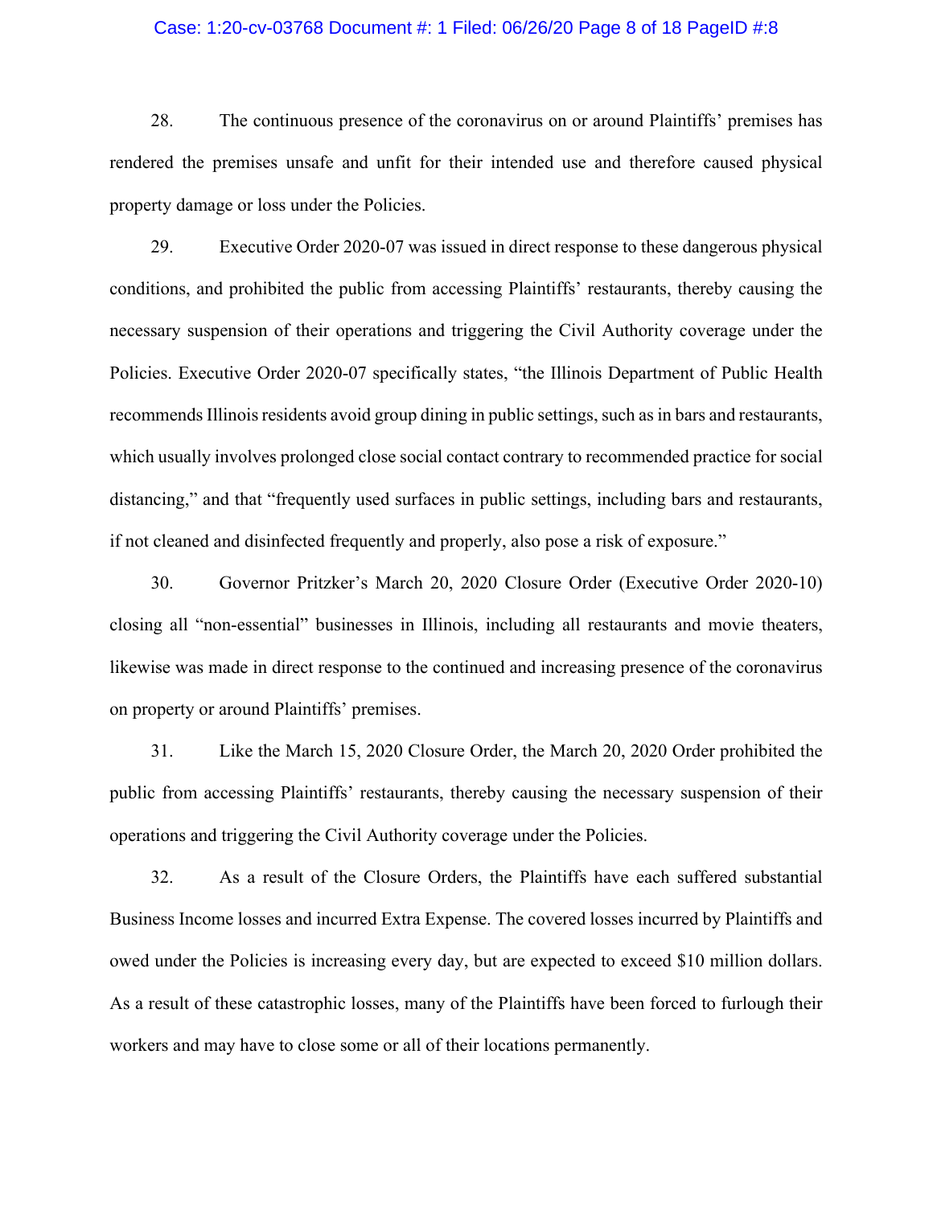28. The continuous presence of the coronavirus on or around Plaintiffs' premises has rendered the premises unsafe and unfit for their intended use and therefore caused physical property damage or loss under the Policies.

29. Executive Order 2020-07 was issued in direct response to these dangerous physical conditions, and prohibited the public from accessing Plaintiffs' restaurants, thereby causing the necessary suspension of their operations and triggering the Civil Authority coverage under the Policies. Executive Order 2020-07 specifically states, "the Illinois Department of Public Health recommends Illinois residents avoid group dining in public settings, such as in bars and restaurants, which usually involves prolonged close social contact contrary to recommended practice for social distancing," and that "frequently used surfaces in public settings, including bars and restaurants, if not cleaned and disinfected frequently and properly, also pose a risk of exposure."

30. Governor Pritzker's March 20, 2020 Closure Order (Executive Order 2020-10) closing all "non-essential" businesses in Illinois, including all restaurants and movie theaters, likewise was made in direct response to the continued and increasing presence of the coronavirus on property or around Plaintiffs' premises.

31. Like the March 15, 2020 Closure Order, the March 20, 2020 Order prohibited the public from accessing Plaintiffs' restaurants, thereby causing the necessary suspension of their operations and triggering the Civil Authority coverage under the Policies.

32. As a result of the Closure Orders, the Plaintiffs have each suffered substantial Business Income losses and incurred Extra Expense. The covered losses incurred by Plaintiffs and owed under the Policies is increasing every day, but are expected to exceed $10 million dollars. As a result of these catastrophic losses, many of the Plaintiffs have been forced to furlough their workers and may have to close some or all of their locations permanently.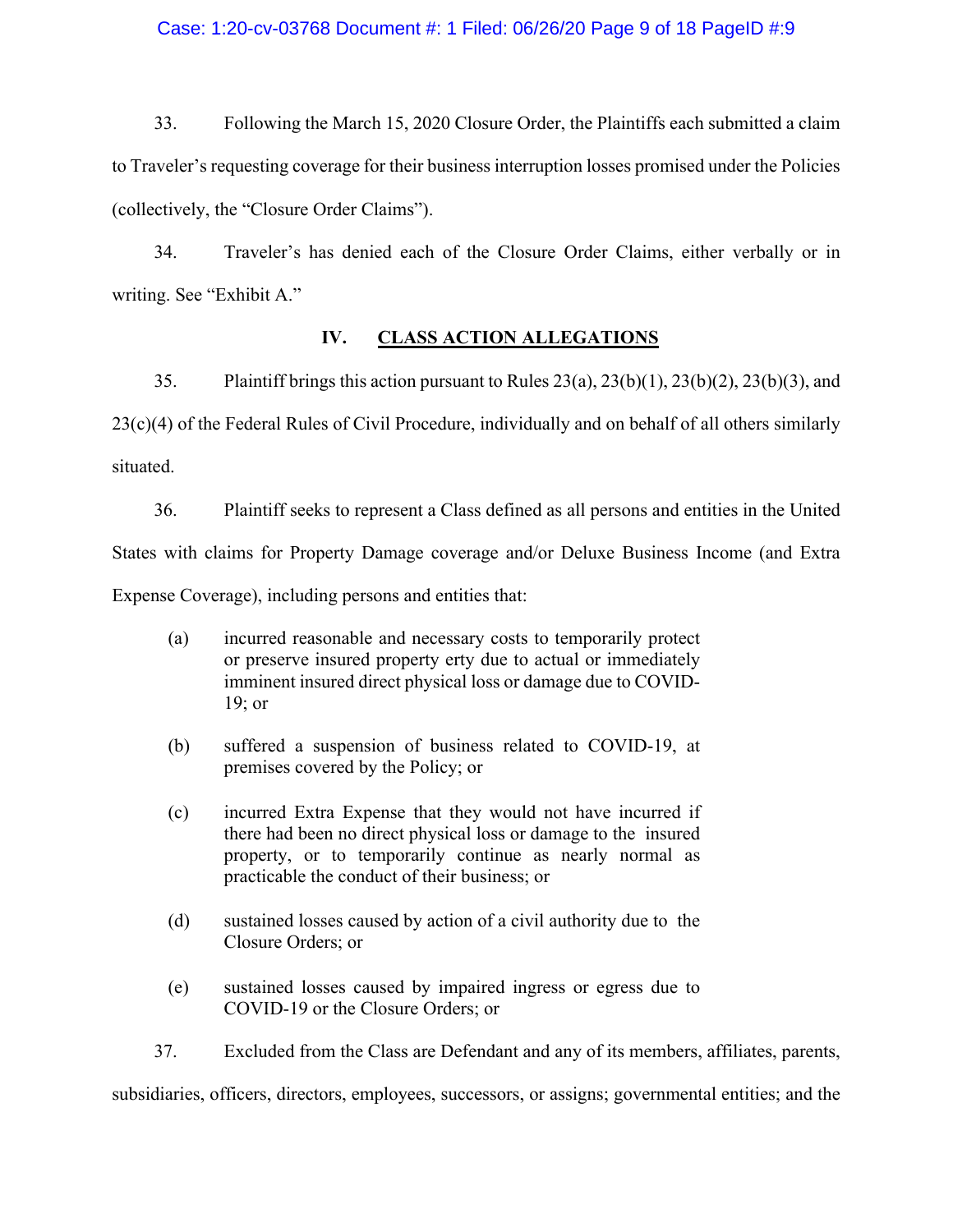33. Following the March 15, 2020 Closure Order, the Plaintiffs each submitted a claim to Traveler's requesting coverage for their business interruption losses promised under the Policies (collectively, the "Closure Order Claims").

34. Traveler's has denied each of the Closure Order Claims, either verbally or in writing. See "Exhibit A."

## IV. CLASS ACTION ALLEGATIONS

35. Plaintiff brings this action pursuant to Rules 23(a), 23(b)(1), 23(b)(2), 23(b)(3), and 23(c)(4) of the Federal Rules of Civil Procedure, individually and on behalf of all others similarly situated.

36. Plaintiff seeks to represent a Class defined as all persons and entities in the United States with claims for Property Damage coverage and/or Deluxe Business Income (and Extra Expense Coverage), including persons and entities that:

> (a) incurred reasonable and necessary costs to temporarily protect or preserve insured property erty due to actual or immediately imminent insured direct physical loss or damage due to COVID-19; or
>
> (b) suffered a suspension of business related to COVID-19, at premises covered by the Policy; or
>
> (c) incurred Extra Expense that they would not have incurred if there had been no direct physical loss or damage to the insured property, or to temporarily continue as nearly normal as practicable the conduct of their business; or
>
> (d) sustained losses caused by action of a civil authority due to the Closure Orders; or
>
> (e) sustained losses caused by impaired ingress or egress due to COVID-19 or the Closure Orders; or

37. Excluded from the Class are Defendant and any of its members, affiliates, parents, subsidiaries, officers, directors, employees, successors, or assigns; governmental entities; and the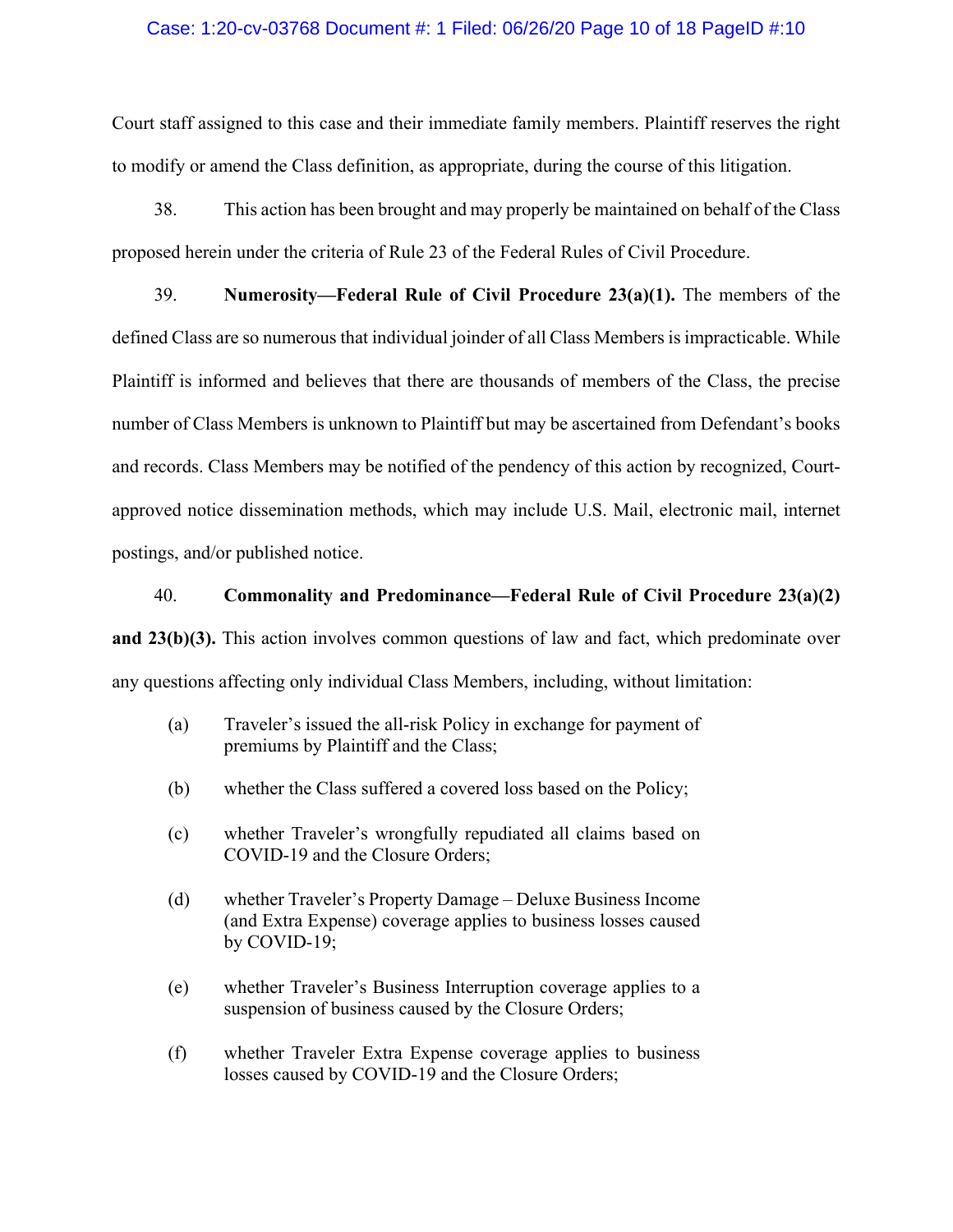Court staff assigned to this case and their immediate family members. Plaintiff reserves the right to modify or amend the Class definition, as appropriate, during the course of this litigation.

38. This action has been brought and may properly be maintained on behalf of the Class proposed herein under the criteria of Rule 23 of the Federal Rules of Civil Procedure.

39. **Numerosity—Federal Rule of Civil Procedure 23(a)(1).** The members of the defined Class are so numerous that individual joinder of all Class Members is impracticable. While Plaintiff is informed and believes that there are thousands of members of the Class, the precise number of Class Members is unknown to Plaintiff but may be ascertained from Defendant's books and records. Class Members may be notified of the pendency of this action by recognized, Court-approved notice dissemination methods, which may include U.S. Mail, electronic mail, internet postings, and/or published notice.

40. **Commonality and Predominance—Federal Rule of Civil Procedure 23(a)(2) and 23(b)(3).** This action involves common questions of law and fact, which predominate over any questions affecting only individual Class Members, including, without limitation:

(a) Traveler's issued the all-risk Policy in exchange for payment of premiums by Plaintiff and the Class;

(b) whether the Class suffered a covered loss based on the Policy;

(c) whether Traveler's wrongfully repudiated all claims based on COVID-19 and the Closure Orders;

(d) whether Traveler's Property Damage – Deluxe Business Income (and Extra Expense) coverage applies to business losses caused by COVID-19;

(e) whether Traveler's Business Interruption coverage applies to a suspension of business caused by the Closure Orders;

(f) whether Traveler Extra Expense coverage applies to business losses caused by COVID-19 and the Closure Orders;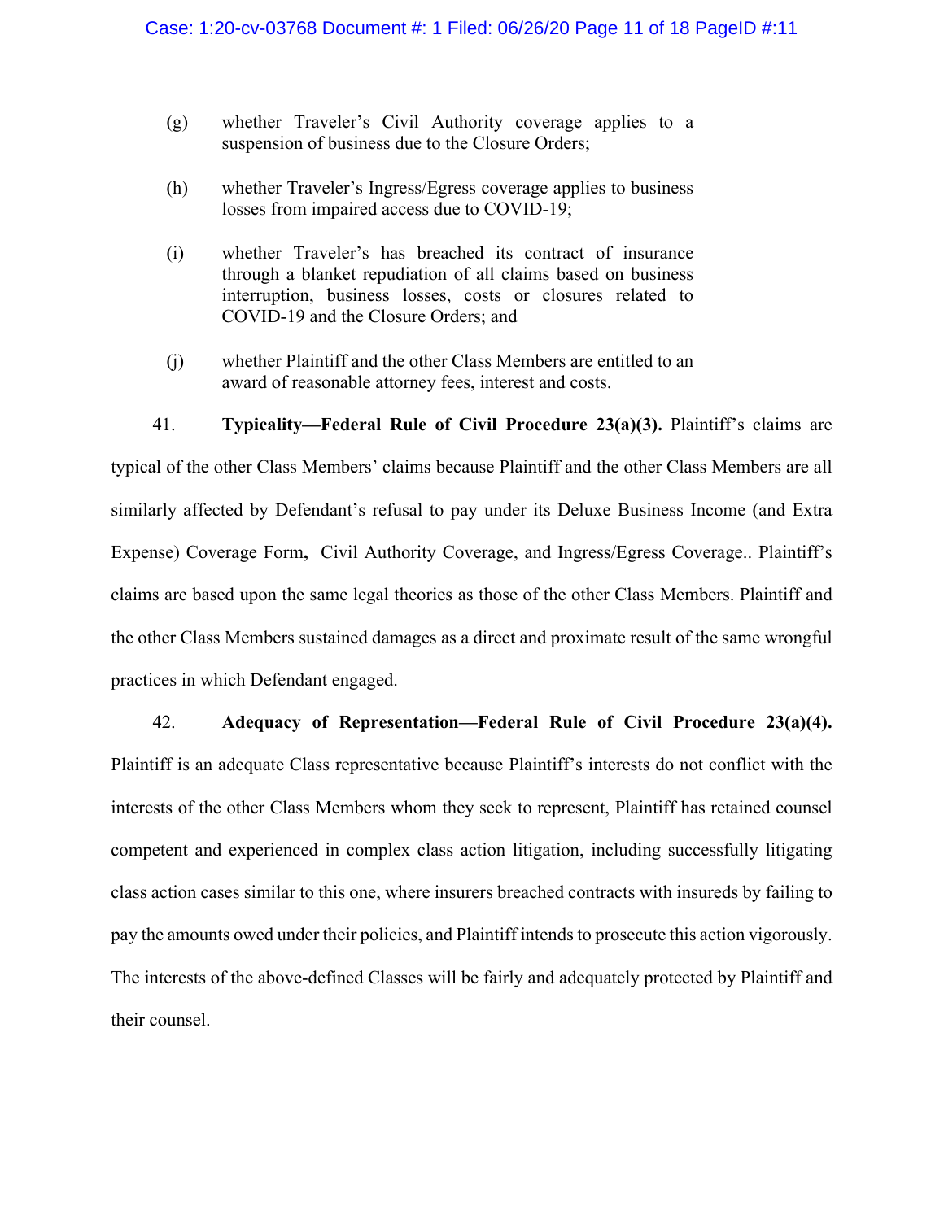(g) whether Traveler's Civil Authority coverage applies to a suspension of business due to the Closure Orders;

(h) whether Traveler's Ingress/Egress coverage applies to business losses from impaired access due to COVID-19;

(i) whether Traveler's has breached its contract of insurance through a blanket repudiation of all claims based on business interruption, business losses, costs or closures related to COVID-19 and the Closure Orders; and

(j) whether Plaintiff and the other Class Members are entitled to an award of reasonable attorney fees, interest and costs.

41. **Typicality—Federal Rule of Civil Procedure 23(a)(3).** Plaintiff's claims are typical of the other Class Members' claims because Plaintiff and the other Class Members are all similarly affected by Defendant's refusal to pay under its Deluxe Business Income (and Extra Expense) Coverage Form**,** Civil Authority Coverage, and Ingress/Egress Coverage.. Plaintiff's claims are based upon the same legal theories as those of the other Class Members. Plaintiff and the other Class Members sustained damages as a direct and proximate result of the same wrongful practices in which Defendant engaged.

42. **Adequacy of Representation—Federal Rule of Civil Procedure 23(a)(4).** Plaintiff is an adequate Class representative because Plaintiff's interests do not conflict with the interests of the other Class Members whom they seek to represent, Plaintiff has retained counsel competent and experienced in complex class action litigation, including successfully litigating class action cases similar to this one, where insurers breached contracts with insureds by failing to pay the amounts owed under their policies, and Plaintiff intends to prosecute this action vigorously. The interests of the above-defined Classes will be fairly and adequately protected by Plaintiff and their counsel.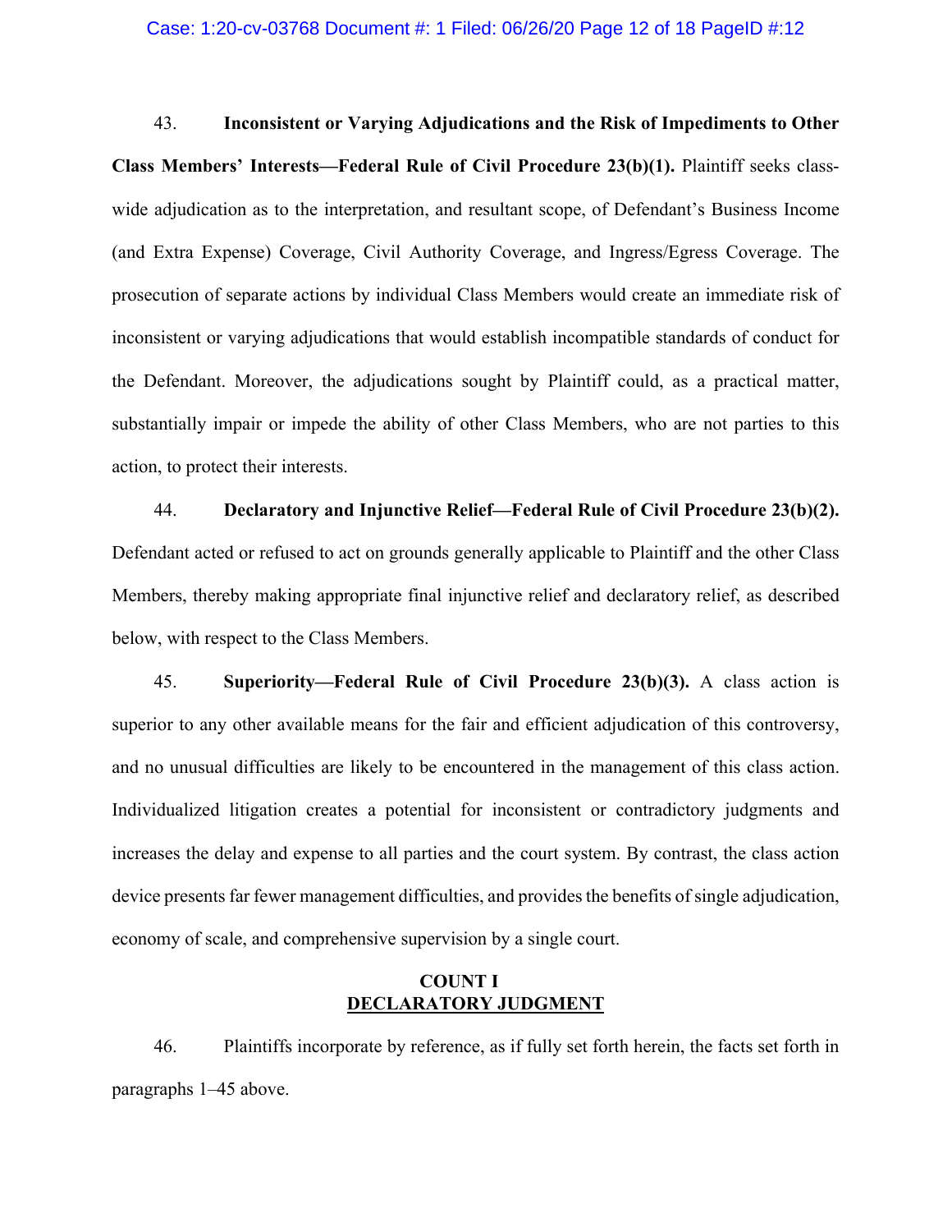43. **Inconsistent or Varying Adjudications and the Risk of Impediments to Other Class Members' Interests—Federal Rule of Civil Procedure 23(b)(1).** Plaintiff seeks class-wide adjudication as to the interpretation, and resultant scope, of Defendant's Business Income (and Extra Expense) Coverage, Civil Authority Coverage, and Ingress/Egress Coverage. The prosecution of separate actions by individual Class Members would create an immediate risk of inconsistent or varying adjudications that would establish incompatible standards of conduct for the Defendant. Moreover, the adjudications sought by Plaintiff could, as a practical matter, substantially impair or impede the ability of other Class Members, who are not parties to this action, to protect their interests.

44. **Declaratory and Injunctive Relief—Federal Rule of Civil Procedure 23(b)(2).** Defendant acted or refused to act on grounds generally applicable to Plaintiff and the other Class Members, thereby making appropriate final injunctive relief and declaratory relief, as described below, with respect to the Class Members.

45. **Superiority—Federal Rule of Civil Procedure 23(b)(3).** A class action is superior to any other available means for the fair and efficient adjudication of this controversy, and no unusual difficulties are likely to be encountered in the management of this class action. Individualized litigation creates a potential for inconsistent or contradictory judgments and increases the delay and expense to all parties and the court system. By contrast, the class action device presents far fewer management difficulties, and provides the benefits of single adjudication, economy of scale, and comprehensive supervision by a single court.

## COUNT I
## DECLARATORY JUDGMENT

46. Plaintiffs incorporate by reference, as if fully set forth herein, the facts set forth in paragraphs 1–45 above.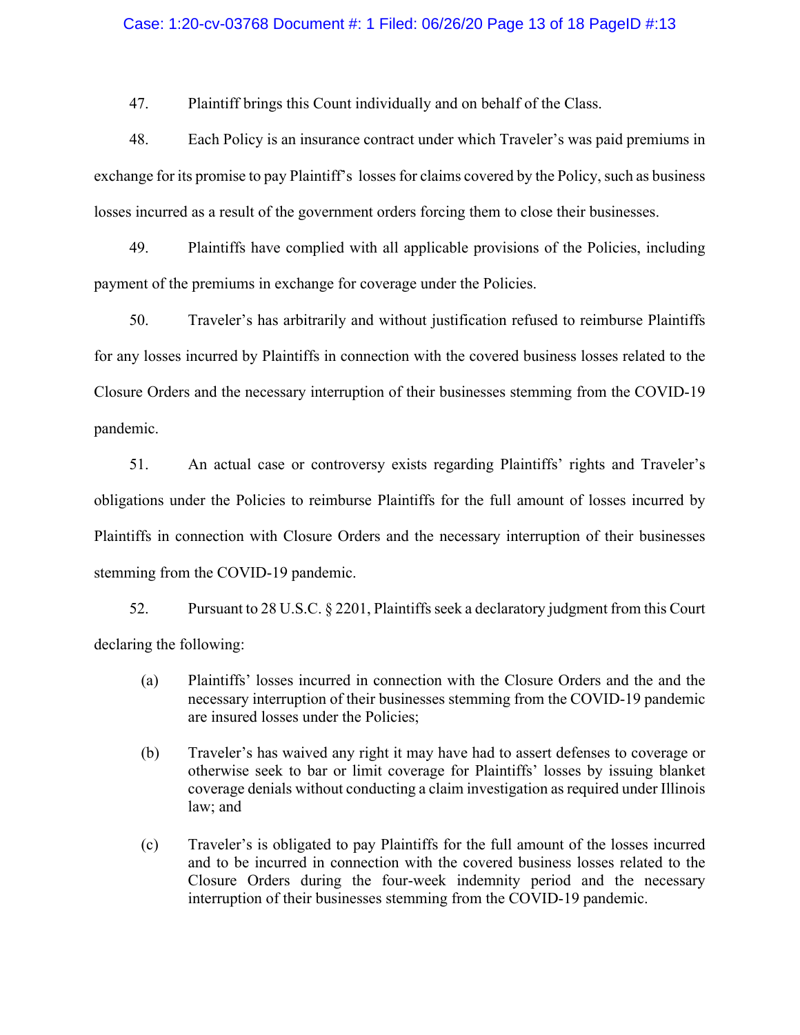47. Plaintiff brings this Count individually and on behalf of the Class.

48. Each Policy is an insurance contract under which Traveler's was paid premiums in exchange for its promise to pay Plaintiff's losses for claims covered by the Policy, such as business losses incurred as a result of the government orders forcing them to close their businesses.

49. Plaintiffs have complied with all applicable provisions of the Policies, including payment of the premiums in exchange for coverage under the Policies.

50. Traveler's has arbitrarily and without justification refused to reimburse Plaintiffs for any losses incurred by Plaintiffs in connection with the covered business losses related to the Closure Orders and the necessary interruption of their businesses stemming from the COVID-19 pandemic.

51. An actual case or controversy exists regarding Plaintiffs' rights and Traveler's obligations under the Policies to reimburse Plaintiffs for the full amount of losses incurred by Plaintiffs in connection with Closure Orders and the necessary interruption of their businesses stemming from the COVID-19 pandemic.

52. Pursuant to 28 U.S.C. § 2201, Plaintiffs seek a declaratory judgment from this Court declaring the following:

> (a) Plaintiffs' losses incurred in connection with the Closure Orders and the and the necessary interruption of their businesses stemming from the COVID-19 pandemic are insured losses under the Policies;
>
> (b) Traveler's has waived any right it may have had to assert defenses to coverage or otherwise seek to bar or limit coverage for Plaintiffs' losses by issuing blanket coverage denials without conducting a claim investigation as required under Illinois law; and
>
> (c) Traveler's is obligated to pay Plaintiffs for the full amount of the losses incurred and to be incurred in connection with the covered business losses related to the Closure Orders during the four-week indemnity period and the necessary interruption of their businesses stemming from the COVID-19 pandemic.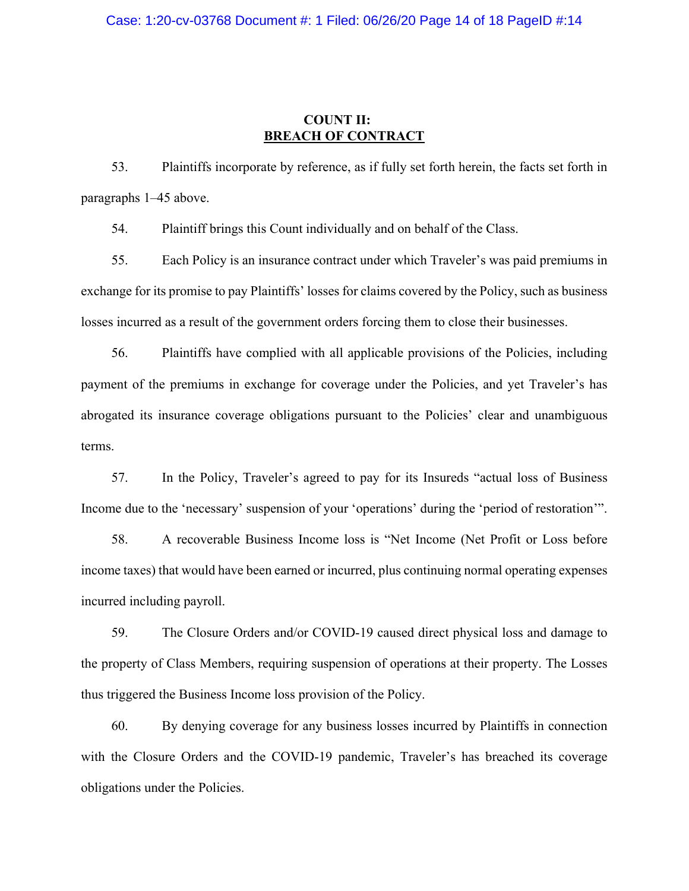## COUNT II:
## BREACH OF CONTRACT

53. Plaintiffs incorporate by reference, as if fully set forth herein, the facts set forth in paragraphs 1–45 above.

54. Plaintiff brings this Count individually and on behalf of the Class.

55. Each Policy is an insurance contract under which Traveler's was paid premiums in exchange for its promise to pay Plaintiffs' losses for claims covered by the Policy, such as business losses incurred as a result of the government orders forcing them to close their businesses.

56. Plaintiffs have complied with all applicable provisions of the Policies, including payment of the premiums in exchange for coverage under the Policies, and yet Traveler's has abrogated its insurance coverage obligations pursuant to the Policies' clear and unambiguous terms.

57. In the Policy, Traveler's agreed to pay for its Insureds "actual loss of Business Income due to the 'necessary' suspension of your 'operations' during the 'period of restoration'".

58. A recoverable Business Income loss is "Net Income (Net Profit or Loss before income taxes) that would have been earned or incurred, plus continuing normal operating expenses incurred including payroll.

59. The Closure Orders and/or COVID-19 caused direct physical loss and damage to the property of Class Members, requiring suspension of operations at their property. The Losses thus triggered the Business Income loss provision of the Policy.

60. By denying coverage for any business losses incurred by Plaintiffs in connection with the Closure Orders and the COVID-19 pandemic, Traveler's has breached its coverage obligations under the Policies.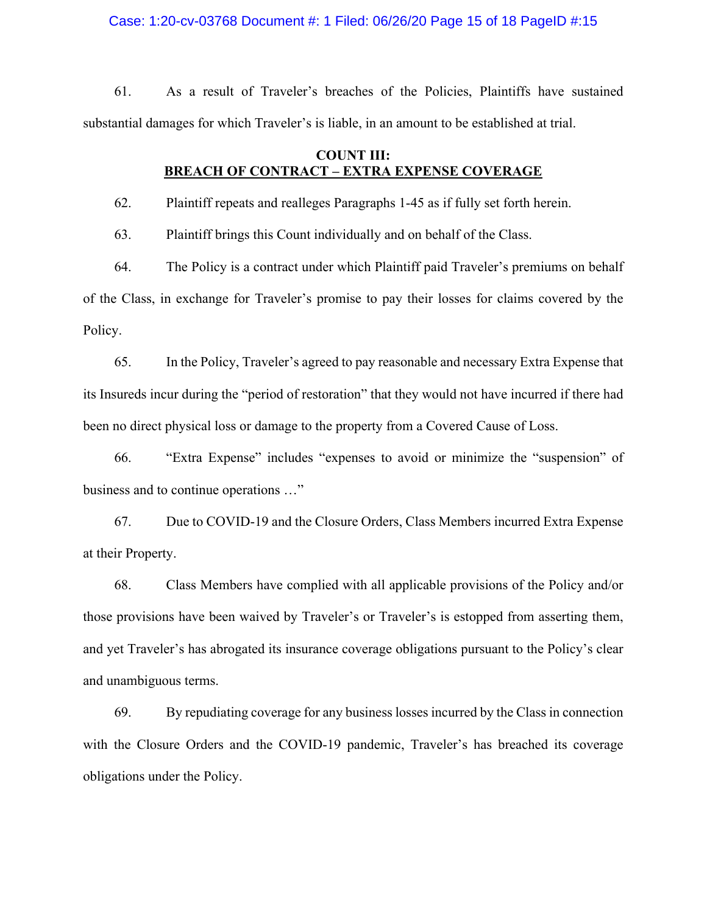61. As a result of Traveler's breaches of the Policies, Plaintiffs have sustained substantial damages for which Traveler's is liable, in an amount to be established at trial.

**COUNT III:**
**BREACH OF CONTRACT – EXTRA EXPENSE COVERAGE**

62. Plaintiff repeats and realleges Paragraphs 1-45 as if fully set forth herein.

63. Plaintiff brings this Count individually and on behalf of the Class.

64. The Policy is a contract under which Plaintiff paid Traveler's premiums on behalf of the Class, in exchange for Traveler's promise to pay their losses for claims covered by the Policy.

65. In the Policy, Traveler's agreed to pay reasonable and necessary Extra Expense that its Insureds incur during the "period of restoration" that they would not have incurred if there had been no direct physical loss or damage to the property from a Covered Cause of Loss.

66. "Extra Expense" includes "expenses to avoid or minimize the "suspension" of business and to continue operations …"

67. Due to COVID-19 and the Closure Orders, Class Members incurred Extra Expense at their Property.

68. Class Members have complied with all applicable provisions of the Policy and/or those provisions have been waived by Traveler's or Traveler's is estopped from asserting them, and yet Traveler's has abrogated its insurance coverage obligations pursuant to the Policy's clear and unambiguous terms.

69. By repudiating coverage for any business losses incurred by the Class in connection with the Closure Orders and the COVID-19 pandemic, Traveler's has breached its coverage obligations under the Policy.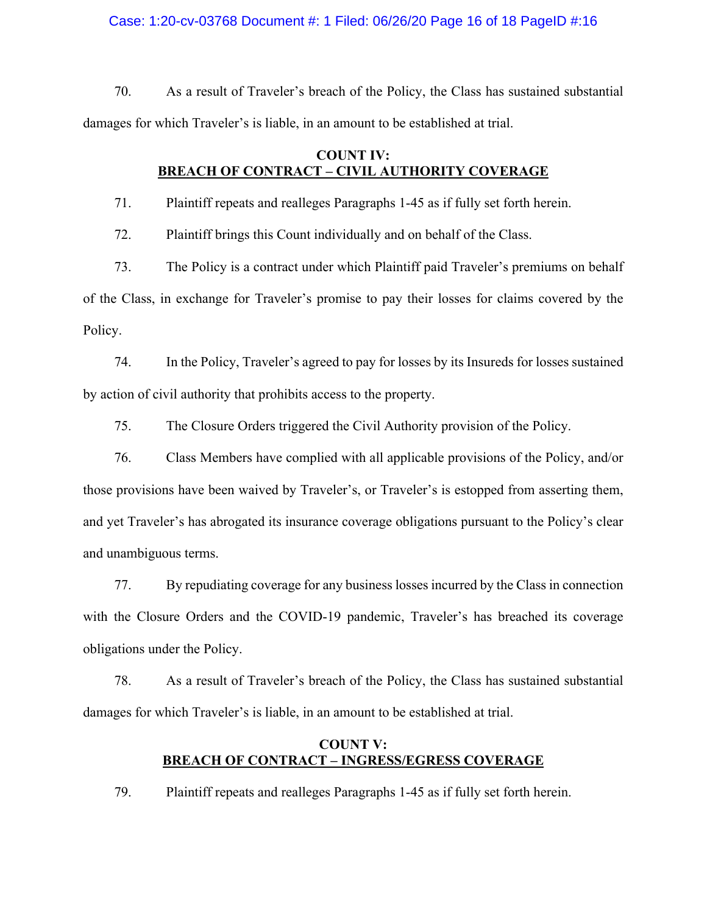70. As a result of Traveler's breach of the Policy, the Class has sustained substantial damages for which Traveler's is liable, in an amount to be established at trial.

**COUNT IV:**
**<u>BREACH OF CONTRACT – CIVIL AUTHORITY COVERAGE</u>**

71. Plaintiff repeats and realleges Paragraphs 1-45 as if fully set forth herein.

72. Plaintiff brings this Count individually and on behalf of the Class.

73. The Policy is a contract under which Plaintiff paid Traveler's premiums on behalf of the Class, in exchange for Traveler's promise to pay their losses for claims covered by the Policy.

74. In the Policy, Traveler's agreed to pay for losses by its Insureds for losses sustained by action of civil authority that prohibits access to the property.

75. The Closure Orders triggered the Civil Authority provision of the Policy.

76. Class Members have complied with all applicable provisions of the Policy, and/or those provisions have been waived by Traveler's, or Traveler's is estopped from asserting them, and yet Traveler's has abrogated its insurance coverage obligations pursuant to the Policy's clear and unambiguous terms.

77. By repudiating coverage for any business losses incurred by the Class in connection with the Closure Orders and the COVID-19 pandemic, Traveler's has breached its coverage obligations under the Policy.

78. As a result of Traveler's breach of the Policy, the Class has sustained substantial damages for which Traveler's is liable, in an amount to be established at trial.

**COUNT V:**
**<u>BREACH OF CONTRACT – INGRESS/EGRESS COVERAGE</u>**

79. Plaintiff repeats and realleges Paragraphs 1-45 as if fully set forth herein.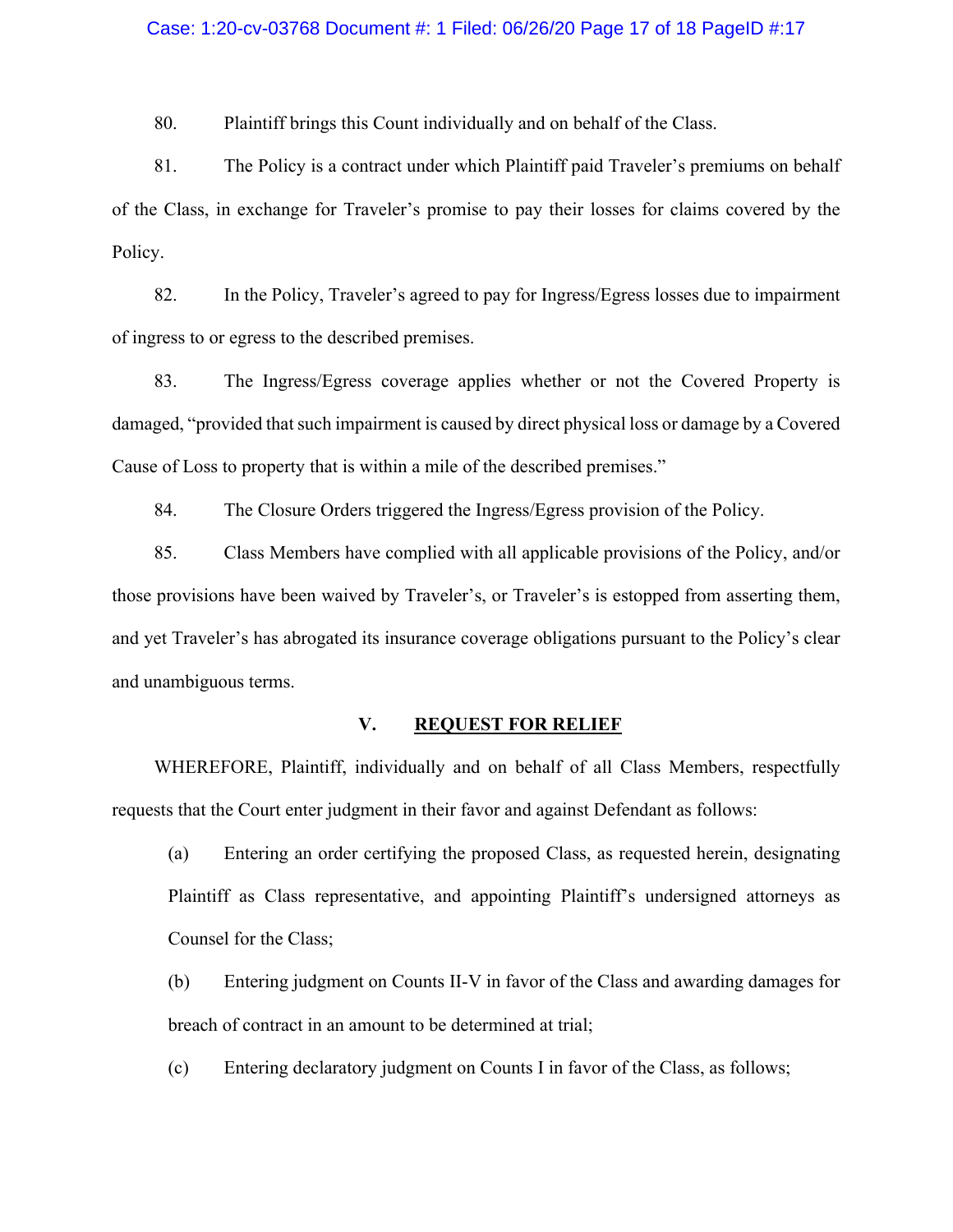80. Plaintiff brings this Count individually and on behalf of the Class.

81. The Policy is a contract under which Plaintiff paid Traveler's premiums on behalf of the Class, in exchange for Traveler's promise to pay their losses for claims covered by the Policy.

82. In the Policy, Traveler's agreed to pay for Ingress/Egress losses due to impairment of ingress to or egress to the described premises.

83. The Ingress/Egress coverage applies whether or not the Covered Property is damaged, "provided that such impairment is caused by direct physical loss or damage by a Covered Cause of Loss to property that is within a mile of the described premises."

84. The Closure Orders triggered the Ingress/Egress provision of the Policy.

85. Class Members have complied with all applicable provisions of the Policy, and/or those provisions have been waived by Traveler's, or Traveler's is estopped from asserting them, and yet Traveler's has abrogated its insurance coverage obligations pursuant to the Policy's clear and unambiguous terms.

## V. REQUEST FOR RELIEF

WHEREFORE, Plaintiff, individually and on behalf of all Class Members, respectfully requests that the Court enter judgment in their favor and against Defendant as follows:

(a) Entering an order certifying the proposed Class, as requested herein, designating Plaintiff as Class representative, and appointing Plaintiff's undersigned attorneys as Counsel for the Class;

(b) Entering judgment on Counts II-V in favor of the Class and awarding damages for breach of contract in an amount to be determined at trial;

(c) Entering declaratory judgment on Counts I in favor of the Class, as follows;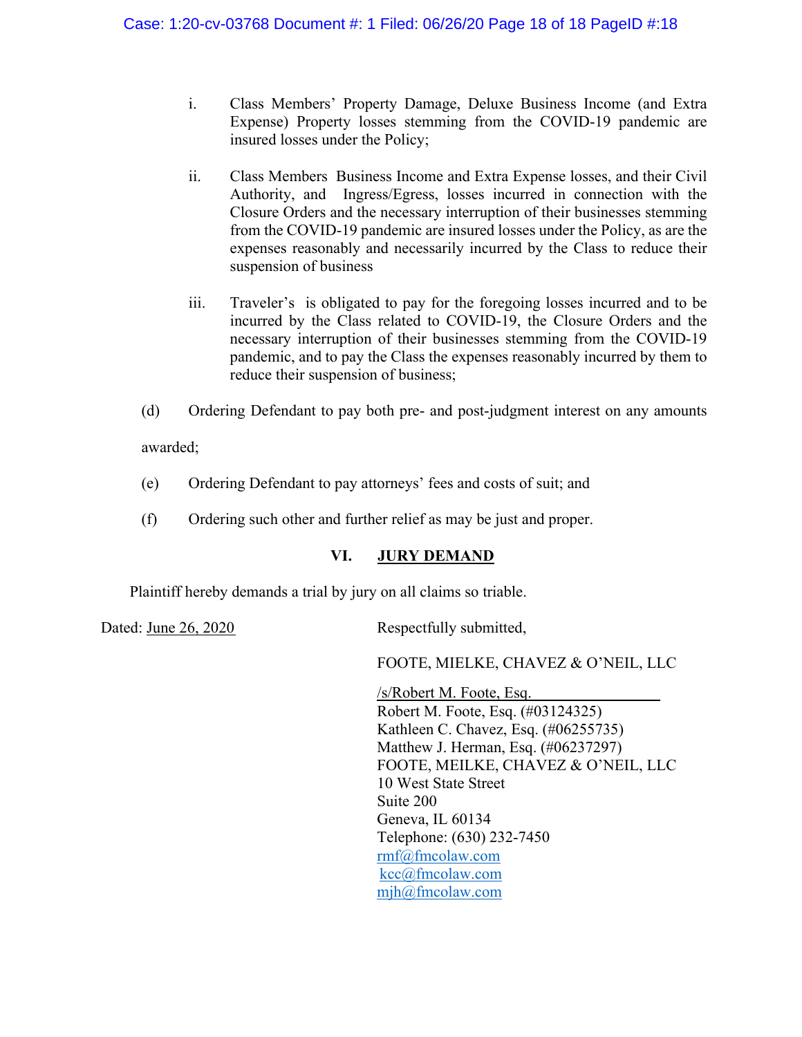i. Class Members' Property Damage, Deluxe Business Income (and Extra Expense) Property losses stemming from the COVID-19 pandemic are insured losses under the Policy;

ii. Class Members Business Income and Extra Expense losses, and their Civil Authority, and Ingress/Egress, losses incurred in connection with the Closure Orders and the necessary interruption of their businesses stemming from the COVID-19 pandemic are insured losses under the Policy, as are the expenses reasonably and necessarily incurred by the Class to reduce their suspension of business

iii. Traveler's is obligated to pay for the foregoing losses incurred and to be incurred by the Class related to COVID-19, the Closure Orders and the necessary interruption of their businesses stemming from the COVID-19 pandemic, and to pay the Class the expenses reasonably incurred by them to reduce their suspension of business;

(d) Ordering Defendant to pay both pre- and post-judgment interest on any amounts awarded;

(e) Ordering Defendant to pay attorneys' fees and costs of suit; and

(f) Ordering such other and further relief as may be just and proper.

## VI. JURY DEMAND

Plaintiff hereby demands a trial by jury on all claims so triable.

Dated: June 26, 2020

Respectfully submitted,

FOOTE, MIELKE, CHAVEZ & O'NEIL, LLC

/s/Robert M. Foote, Esq.
Robert M. Foote, Esq. (#03124325)
Kathleen C. Chavez, Esq. (#06255735)
Matthew J. Herman, Esq. (#06237297)
FOOTE, MEILKE, CHAVEZ & O'NEIL, LLC
10 West State Street
Suite 200
Geneva, IL 60134
Telephone: (630) 232-7450
rmf@fmcolaw.com
kcc@fmcolaw.com
mjh@fmcolaw.com